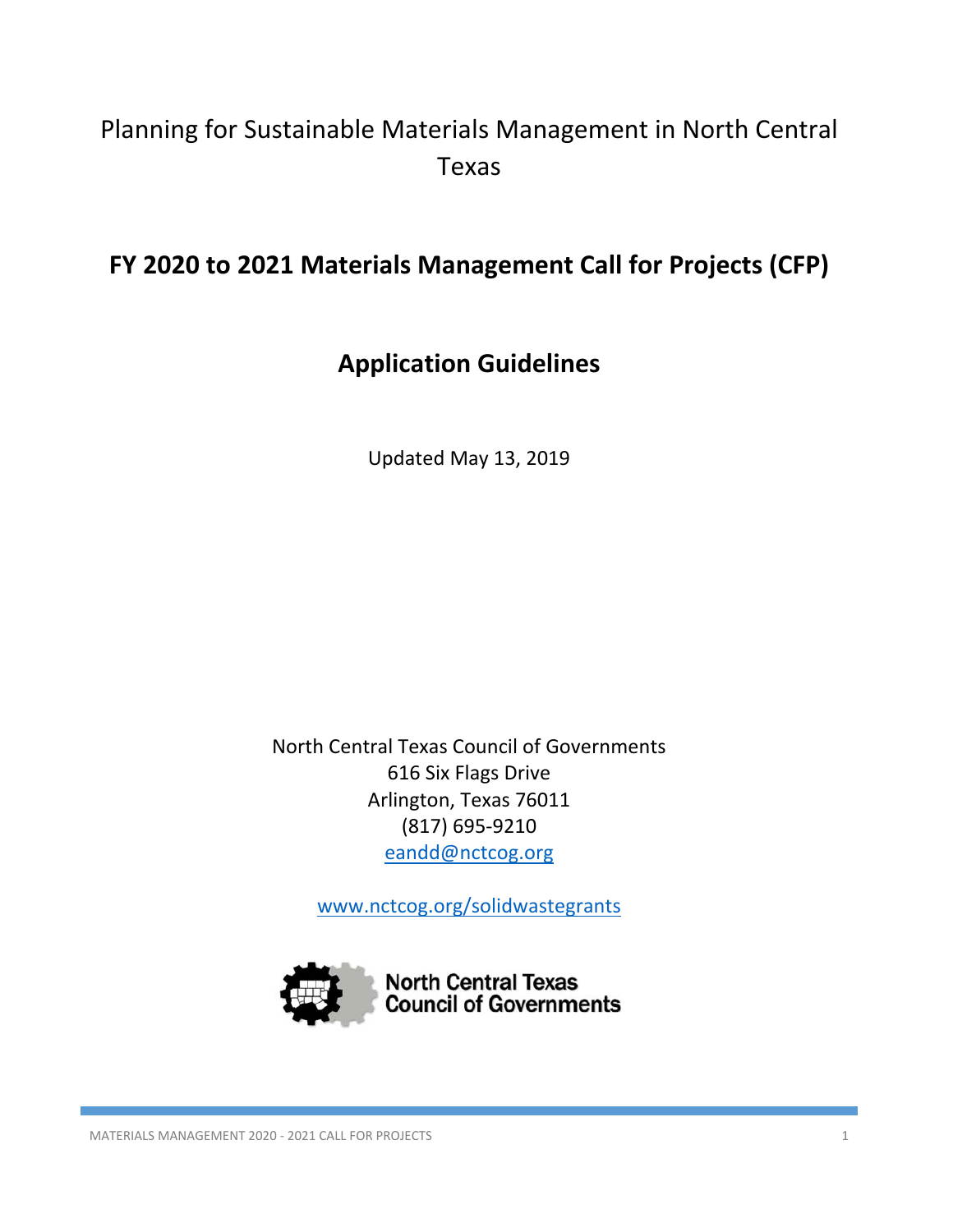Planning for Sustainable Materials Management in North Central Texas

# FY 2020 to 2021 Materials Management Call for Projects (CFP)

## Application Guidelines

Updated May 13, 2019

North Central Texas Council of Governments
616 Six Flags Drive
Arlington, Texas 76011
(817) 695-9210
eandd@nctcog.org

www.nctcog.org/solidwastegrants

North Central Texas Council of Governments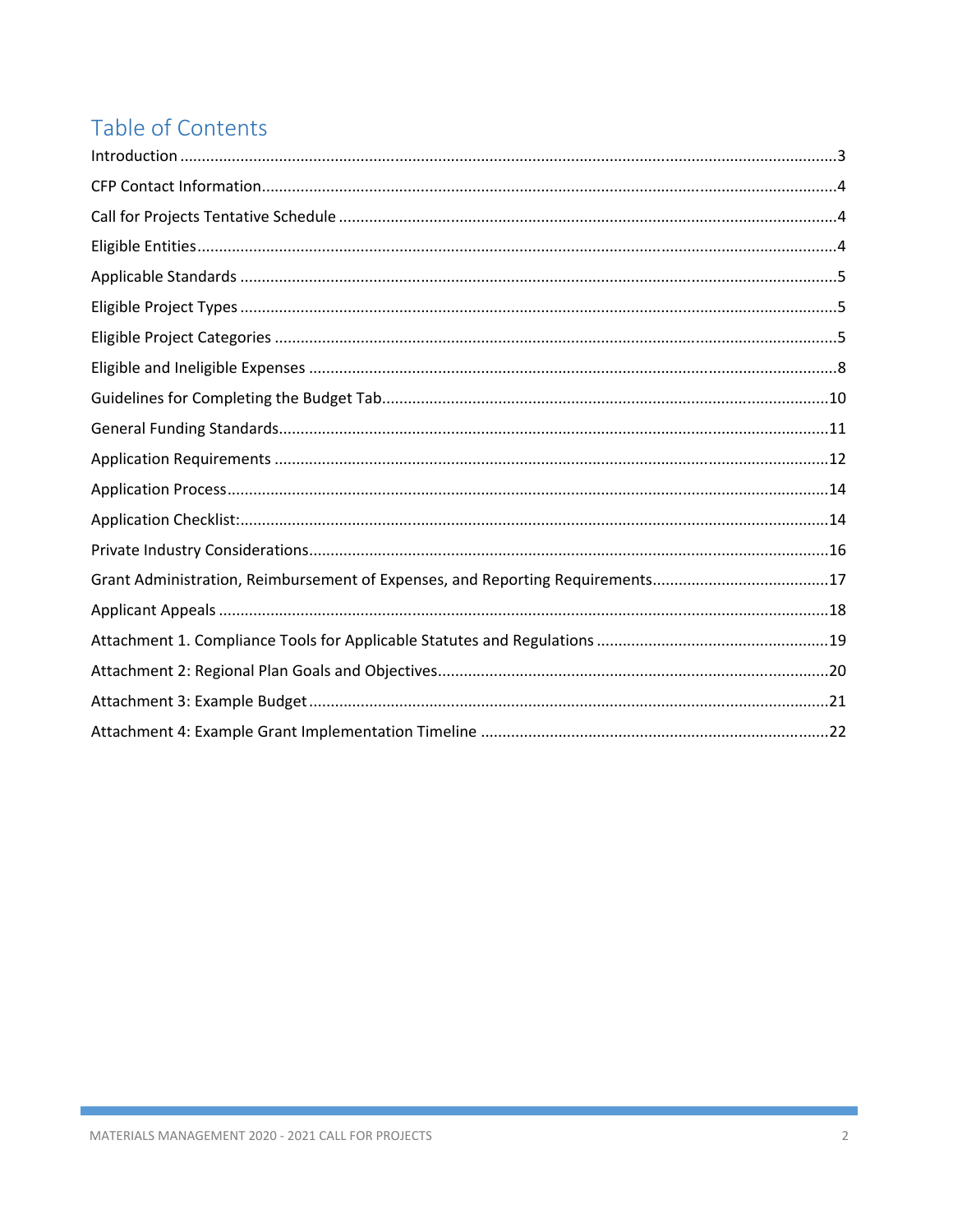# Table of Contents

Introduction ....................................................................................................................................3

CFP Contact Information....................................................................................................................4

Call for Projects Tentative Schedule ..................................................................................................4

Eligible Entities..................................................................................................................................4

Applicable Standards ........................................................................................................................5

Eligible Project Types ........................................................................................................................5

Eligible Project Categories .................................................................................................................5

Eligible and Ineligible Expenses .........................................................................................................8

Guidelines for Completing the Budget Tab.......................................................................................10

General Funding Standards..............................................................................................................11

Application Requirements ...............................................................................................................12

Application Process..........................................................................................................................14

Application Checklist:.......................................................................................................................14

Private Industry Considerations.......................................................................................................16

Grant Administration, Reimbursement of Expenses, and Reporting Requirements.........................................17

Applicant Appeals ...........................................................................................................................18

Attachment 1. Compliance Tools for Applicable Statutes and Regulations .....................................................19

Attachment 2: Regional Plan Goals and Objectives..........................................................................20

Attachment 3: Example Budget .......................................................................................................21

Attachment 4: Example Grant Implementation Timeline ................................................................22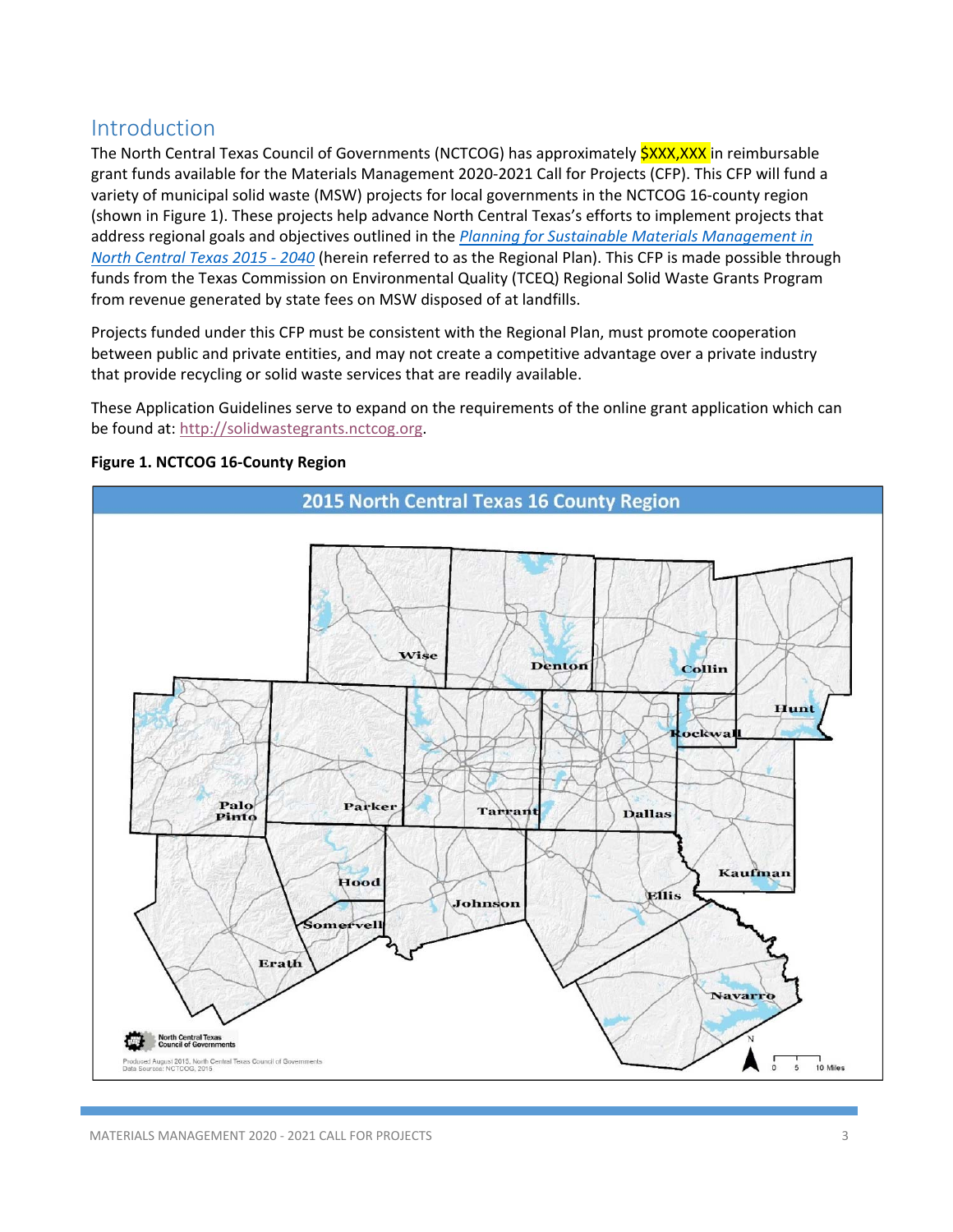## Introduction

The North Central Texas Council of Governments (NCTCOG) has approximately $XXX,XXX in reimbursable grant funds available for the Materials Management 2020-2021 Call for Projects (CFP). This CFP will fund a variety of municipal solid waste (MSW) projects for local governments in the NCTCOG 16-county region (shown in Figure 1). These projects help advance North Central Texas's efforts to implement projects that address regional goals and objectives outlined in the *Planning for Sustainable Materials Management in North Central Texas 2015 - 2040* (herein referred to as the Regional Plan). This CFP is made possible through funds from the Texas Commission on Environmental Quality (TCEQ) Regional Solid Waste Grants Program from revenue generated by state fees on MSW disposed of at landfills.

Projects funded under this CFP must be consistent with the Regional Plan, must promote cooperation between public and private entities, and may not create a competitive advantage over a private industry that provide recycling or solid waste services that are readily available.

These Application Guidelines serve to expand on the requirements of the online grant application which can be found at: http://solidwastegrants.nctcog.org.

**Figure 1. NCTCOG 16-County Region**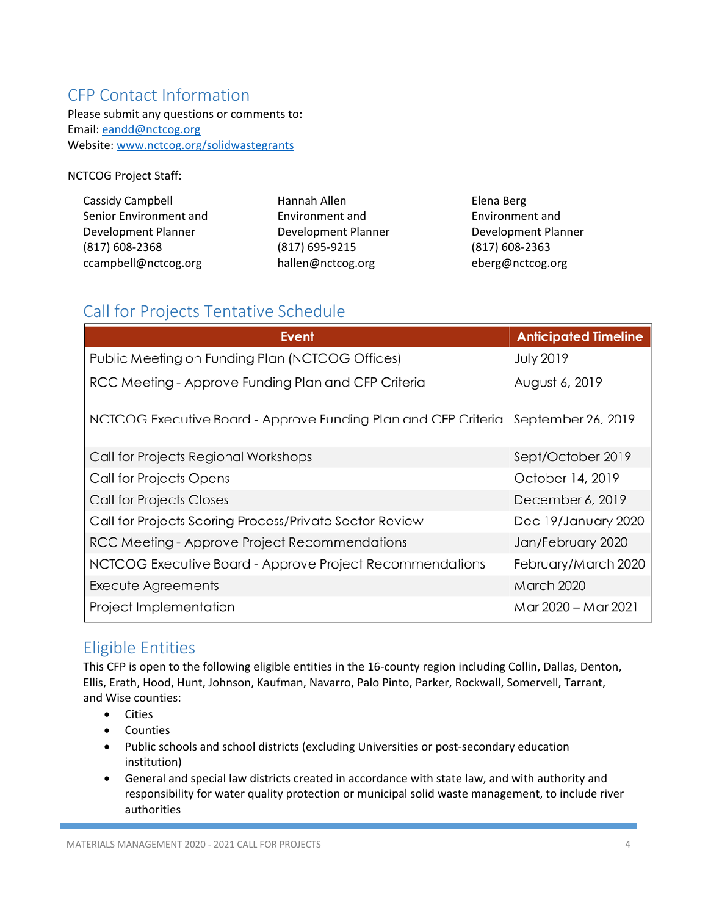## CFP Contact Information

Please submit any questions or comments to:
Email: [eandd@nctcog.org](mailto:eandd@nctcog.org)
Website: [www.nctcog.org/solidwastegrants](http://www.nctcog.org/solidwastegrants)

NCTCOG Project Staff:

Cassidy Campbell
Senior Environment and Development Planner
(817) 608-2368
ccampbell@nctcog.org

Hannah Allen
Environment and Development Planner
(817) 695-9215
hallen@nctcog.org

Elena Berg
Environment and Development Planner
(817) 608-2363
eberg@nctcog.org

## Call for Projects Tentative Schedule

| Event | Anticipated Timeline |
| --- | --- |
| Public Meeting on Funding Plan (NCTCOG Offices) | July 2019 |
| RCC Meeting - Approve Funding Plan and CFP Criteria | August 6, 2019 |
| NCTCOG Executive Board - Approve Funding Plan and CFP Criteria | September 26, 2019 |
| Call for Projects Regional Workshops | Sept/October 2019 |
| Call for Projects Opens | October 14, 2019 |
| Call for Projects Closes | December 6, 2019 |
| Call for Projects Scoring Process/Private Sector Review | Dec 19/January 2020 |
| RCC Meeting - Approve Project Recommendations | Jan/February 2020 |
| NCTCOG Executive Board - Approve Project Recommendations | February/March 2020 |
| Execute Agreements | March 2020 |
| Project Implementation | Mar 2020 – Mar 2021 |

## Eligible Entities

This CFP is open to the following eligible entities in the 16-county region including Collin, Dallas, Denton, Ellis, Erath, Hood, Hunt, Johnson, Kaufman, Navarro, Palo Pinto, Parker, Rockwall, Somervell, Tarrant, and Wise counties:

- Cities
- Counties
- Public schools and school districts (excluding Universities or post-secondary education institution)
- General and special law districts created in accordance with state law, and with authority and responsibility for water quality protection or municipal solid waste management, to include river authorities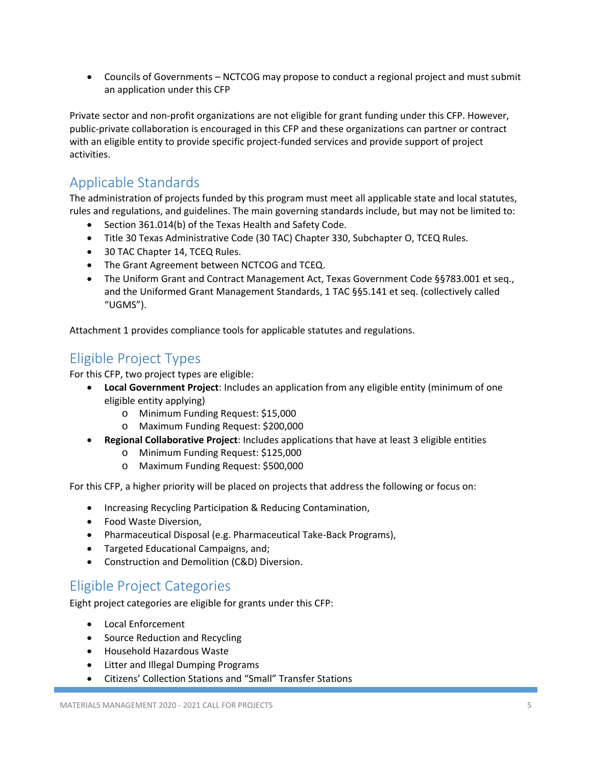- Councils of Governments – NCTCOG may propose to conduct a regional project and must submit an application under this CFP

Private sector and non-profit organizations are not eligible for grant funding under this CFP. However, public-private collaboration is encouraged in this CFP and these organizations can partner or contract with an eligible entity to provide specific project-funded services and provide support of project activities.

## Applicable Standards

The administration of projects funded by this program must meet all applicable state and local statutes, rules and regulations, and guidelines. The main governing standards include, but may not be limited to:

- Section 361.014(b) of the Texas Health and Safety Code.
- Title 30 Texas Administrative Code (30 TAC) Chapter 330, Subchapter O, TCEQ Rules.
- 30 TAC Chapter 14, TCEQ Rules.
- The Grant Agreement between NCTCOG and TCEQ.
- The Uniform Grant and Contract Management Act, Texas Government Code §§783.001 et seq., and the Uniformed Grant Management Standards, 1 TAC §§5.141 et seq. (collectively called "UGMS").

Attachment 1 provides compliance tools for applicable statutes and regulations.

## Eligible Project Types

For this CFP, two project types are eligible:

- **Local Government Project**: Includes an application from any eligible entity (minimum of one eligible entity applying)
  - Minimum Funding Request: $15,000
  - Maximum Funding Request: $200,000
- **Regional Collaborative Project**: Includes applications that have at least 3 eligible entities
  - Minimum Funding Request: $125,000
  - Maximum Funding Request: $500,000

For this CFP, a higher priority will be placed on projects that address the following or focus on:

- Increasing Recycling Participation & Reducing Contamination,
- Food Waste Diversion,
- Pharmaceutical Disposal (e.g. Pharmaceutical Take-Back Programs),
- Targeted Educational Campaigns, and;
- Construction and Demolition (C&D) Diversion.

## Eligible Project Categories

Eight project categories are eligible for grants under this CFP:

- Local Enforcement
- Source Reduction and Recycling
- Household Hazardous Waste
- Litter and Illegal Dumping Programs
- Citizens' Collection Stations and "Small" Transfer Stations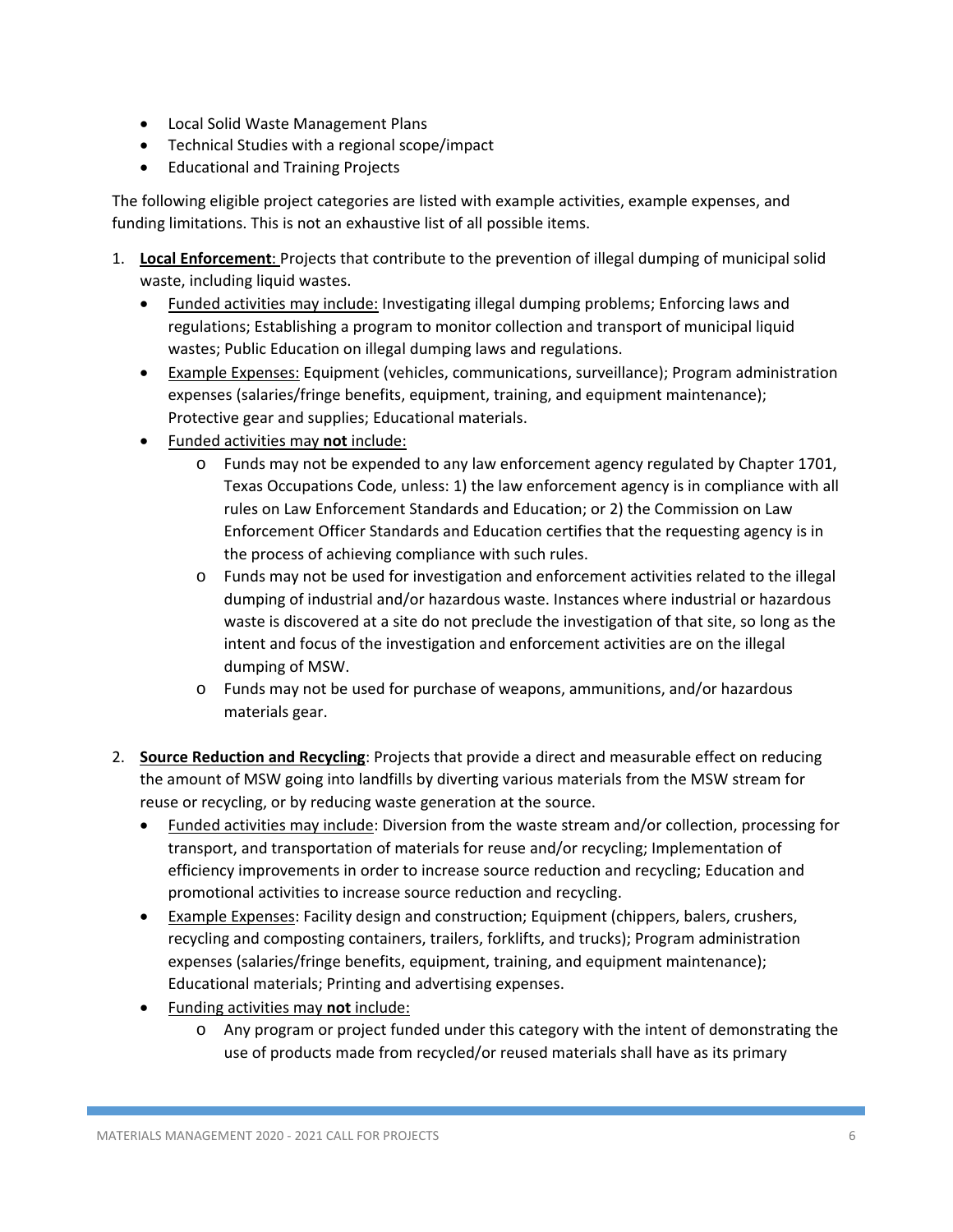- Local Solid Waste Management Plans
- Technical Studies with a regional scope/impact
- Educational and Training Projects

The following eligible project categories are listed with example activities, example expenses, and funding limitations. This is not an exhaustive list of all possible items.

1. **Local Enforcement**: Projects that contribute to the prevention of illegal dumping of municipal solid waste, including liquid wastes.
   - Funded activities may include: Investigating illegal dumping problems; Enforcing laws and regulations; Establishing a program to monitor collection and transport of municipal liquid wastes; Public Education on illegal dumping laws and regulations.
   - Example Expenses: Equipment (vehicles, communications, surveillance); Program administration expenses (salaries/fringe benefits, equipment, training, and equipment maintenance); Protective gear and supplies; Educational materials.
   - Funded activities may **not** include:
     - Funds may not be expended to any law enforcement agency regulated by Chapter 1701, Texas Occupations Code, unless: 1) the law enforcement agency is in compliance with all rules on Law Enforcement Standards and Education; or 2) the Commission on Law Enforcement Officer Standards and Education certifies that the requesting agency is in the process of achieving compliance with such rules.
     - Funds may not be used for investigation and enforcement activities related to the illegal dumping of industrial and/or hazardous waste. Instances where industrial or hazardous waste is discovered at a site do not preclude the investigation of that site, so long as the intent and focus of the investigation and enforcement activities are on the illegal dumping of MSW.
     - Funds may not be used for purchase of weapons, ammunitions, and/or hazardous materials gear.

2. **Source Reduction and Recycling**: Projects that provide a direct and measurable effect on reducing the amount of MSW going into landfills by diverting various materials from the MSW stream for reuse or recycling, or by reducing waste generation at the source.
   - Funded activities may include: Diversion from the waste stream and/or collection, processing for transport, and transportation of materials for reuse and/or recycling; Implementation of efficiency improvements in order to increase source reduction and recycling; Education and promotional activities to increase source reduction and recycling.
   - Example Expenses: Facility design and construction; Equipment (chippers, balers, crushers, recycling and composting containers, trailers, forklifts, and trucks); Program administration expenses (salaries/fringe benefits, equipment, training, and equipment maintenance); Educational materials; Printing and advertising expenses.
   - Funding activities may **not** include:
     - Any program or project funded under this category with the intent of demonstrating the use of products made from recycled/or reused materials shall have as its primary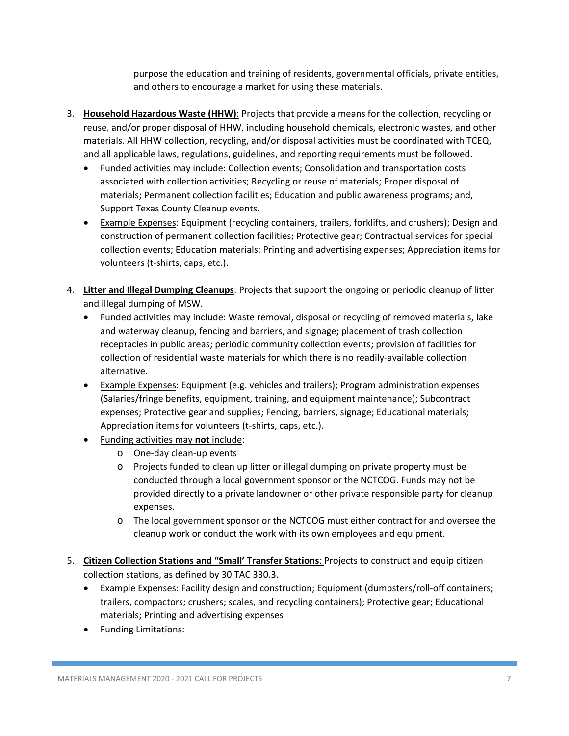purpose the education and training of residents, governmental officials, private entities, and others to encourage a market for using these materials.

3. **<u>Household Hazardous Waste (HHW)</u>**: Projects that provide a means for the collection, recycling or reuse, and/or proper disposal of HHW, including household chemicals, electronic wastes, and other materials. All HHW collection, recycling, and/or disposal activities must be coordinated with TCEQ, and all applicable laws, regulations, guidelines, and reporting requirements must be followed.
   - <u>Funded activities may include</u>: Collection events; Consolidation and transportation costs associated with collection activities; Recycling or reuse of materials; Proper disposal of materials; Permanent collection facilities; Education and public awareness programs; and, Support Texas County Cleanup events.
   - <u>Example Expenses</u>: Equipment (recycling containers, trailers, forklifts, and crushers); Design and construction of permanent collection facilities; Protective gear; Contractual services for special collection events; Education materials; Printing and advertising expenses; Appreciation items for volunteers (t-shirts, caps, etc.).

4. **<u>Litter and Illegal Dumping Cleanups</u>**: Projects that support the ongoing or periodic cleanup of litter and illegal dumping of MSW.
   - <u>Funded activities may include</u>: Waste removal, disposal or recycling of removed materials, lake and waterway cleanup, fencing and barriers, and signage; placement of trash collection receptacles in public areas; periodic community collection events; provision of facilities for collection of residential waste materials for which there is no readily-available collection alternative.
   - <u>Example Expenses</u>: Equipment (e.g. vehicles and trailers); Program administration expenses (Salaries/fringe benefits, equipment, training, and equipment maintenance); Subcontract expenses; Protective gear and supplies; Fencing, barriers, signage; Educational materials; Appreciation items for volunteers (t-shirts, caps, etc.).
   - <u>Funding activities may **not** include</u>:
     - One-day clean-up events
     - Projects funded to clean up litter or illegal dumping on private property must be conducted through a local government sponsor or the NCTCOG. Funds may not be provided directly to a private landowner or other private responsible party for cleanup expenses.
     - The local government sponsor or the NCTCOG must either contract for and oversee the cleanup work or conduct the work with its own employees and equipment.

5. **<u>Citizen Collection Stations and "Small' Transfer Stations</u>**: Projects to construct and equip citizen collection stations, as defined by 30 TAC 330.3.
   - <u>Example Expenses:</u> Facility design and construction; Equipment (dumpsters/roll-off containers; trailers, compactors; crushers; scales, and recycling containers); Protective gear; Educational materials; Printing and advertising expenses
   - <u>Funding Limitations:</u>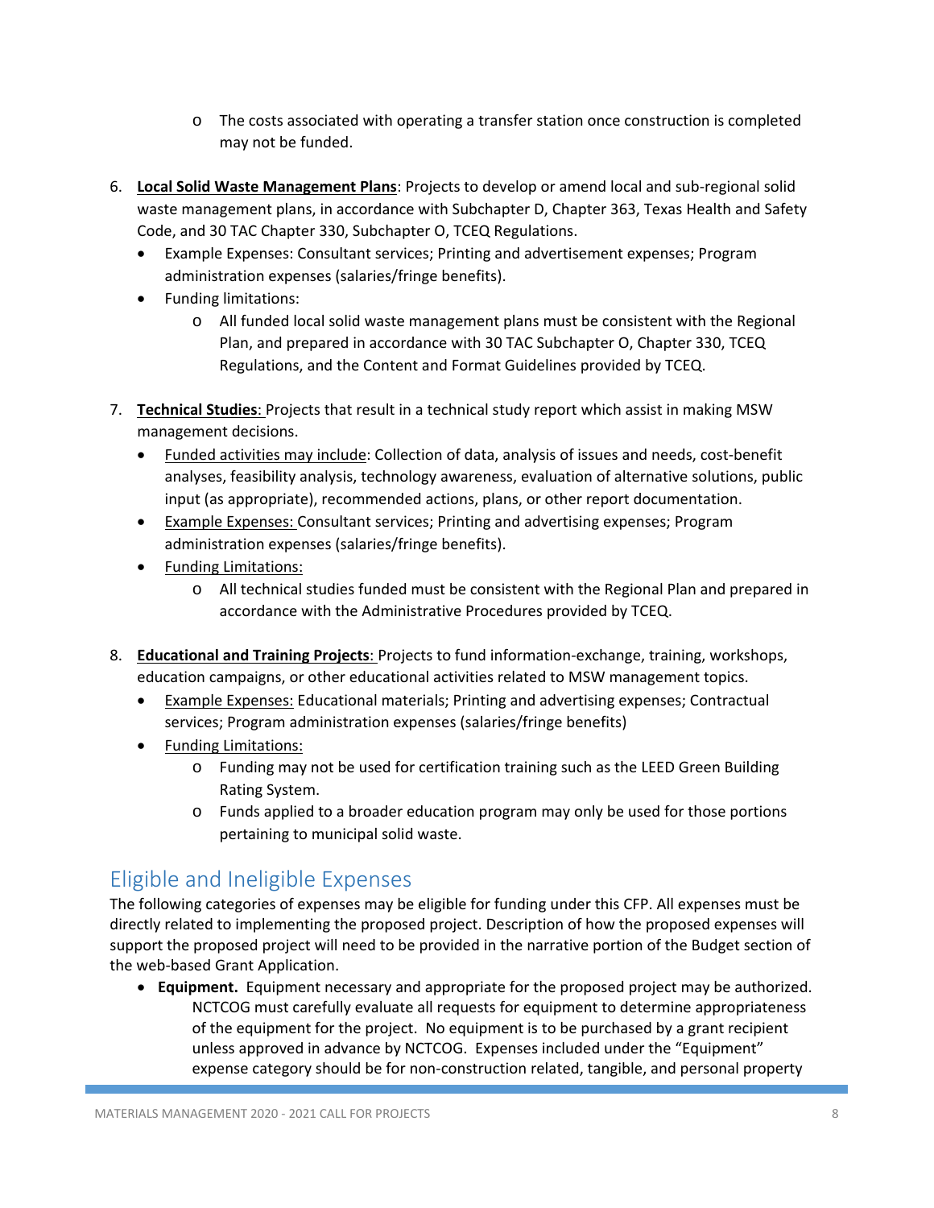- The costs associated with operating a transfer station once construction is completed may not be funded.

6. **Local Solid Waste Management Plans**: Projects to develop or amend local and sub-regional solid waste management plans, in accordance with Subchapter D, Chapter 363, Texas Health and Safety Code, and 30 TAC Chapter 330, Subchapter O, TCEQ Regulations.
   - Example Expenses: Consultant services; Printing and advertisement expenses; Program administration expenses (salaries/fringe benefits).
   - Funding limitations:
     - All funded local solid waste management plans must be consistent with the Regional Plan, and prepared in accordance with 30 TAC Subchapter O, Chapter 330, TCEQ Regulations, and the Content and Format Guidelines provided by TCEQ.

7. **Technical Studies**: Projects that result in a technical study report which assist in making MSW management decisions.
   - Funded activities may include: Collection of data, analysis of issues and needs, cost-benefit analyses, feasibility analysis, technology awareness, evaluation of alternative solutions, public input (as appropriate), recommended actions, plans, or other report documentation.
   - Example Expenses: Consultant services; Printing and advertising expenses; Program administration expenses (salaries/fringe benefits).
   - Funding Limitations:
     - All technical studies funded must be consistent with the Regional Plan and prepared in accordance with the Administrative Procedures provided by TCEQ.

8. **Educational and Training Projects**: Projects to fund information-exchange, training, workshops, education campaigns, or other educational activities related to MSW management topics.
   - Example Expenses: Educational materials; Printing and advertising expenses; Contractual services; Program administration expenses (salaries/fringe benefits)
   - Funding Limitations:
     - Funding may not be used for certification training such as the LEED Green Building Rating System.
     - Funds applied to a broader education program may only be used for those portions pertaining to municipal solid waste.

## Eligible and Ineligible Expenses

The following categories of expenses may be eligible for funding under this CFP. All expenses must be directly related to implementing the proposed project. Description of how the proposed expenses will support the proposed project will need to be provided in the narrative portion of the Budget section of the web-based Grant Application.

- **Equipment.** Equipment necessary and appropriate for the proposed project may be authorized. NCTCOG must carefully evaluate all requests for equipment to determine appropriateness of the equipment for the project. No equipment is to be purchased by a grant recipient unless approved in advance by NCTCOG. Expenses included under the "Equipment" expense category should be for non-construction related, tangible, and personal property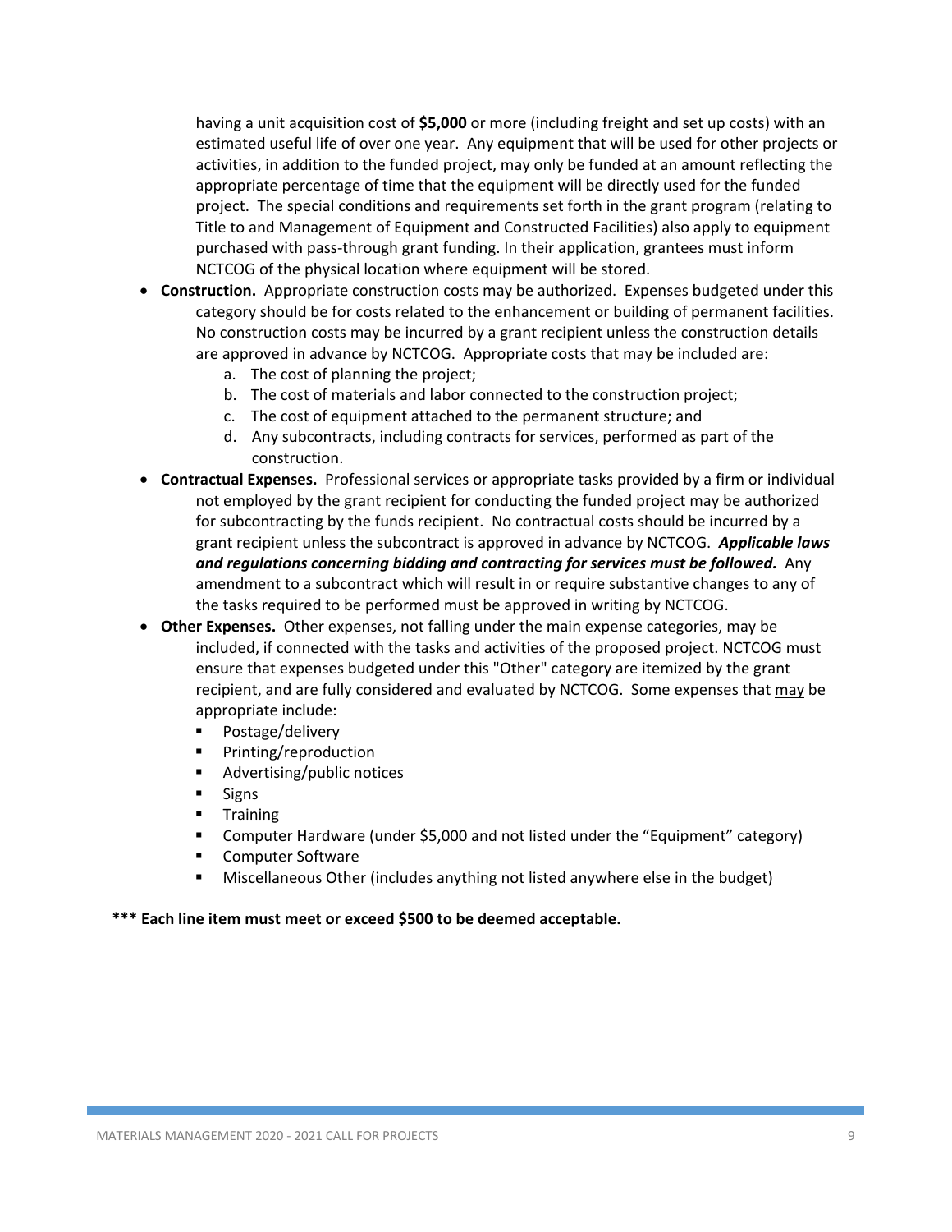having a unit acquisition cost of **$5,000** or more (including freight and set up costs) with an estimated useful life of over one year. Any equipment that will be used for other projects or activities, in addition to the funded project, may only be funded at an amount reflecting the appropriate percentage of time that the equipment will be directly used for the funded project. The special conditions and requirements set forth in the grant program (relating to Title to and Management of Equipment and Constructed Facilities) also apply to equipment purchased with pass-through grant funding. In their application, grantees must inform NCTCOG of the physical location where equipment will be stored.

- **Construction.** Appropriate construction costs may be authorized. Expenses budgeted under this category should be for costs related to the enhancement or building of permanent facilities. No construction costs may be incurred by a grant recipient unless the construction details are approved in advance by NCTCOG. Appropriate costs that may be included are:
    a. The cost of planning the project;
    b. The cost of materials and labor connected to the construction project;
    c. The cost of equipment attached to the permanent structure; and
    d. Any subcontracts, including contracts for services, performed as part of the construction.
- **Contractual Expenses.** Professional services or appropriate tasks provided by a firm or individual not employed by the grant recipient for conducting the funded project may be authorized for subcontracting by the funds recipient. No contractual costs should be incurred by a grant recipient unless the subcontract is approved in advance by NCTCOG. ***Applicable laws and regulations concerning bidding and contracting for services must be followed.*** Any amendment to a subcontract which will result in or require substantive changes to any of the tasks required to be performed must be approved in writing by NCTCOG.
- **Other Expenses.** Other expenses, not falling under the main expense categories, may be included, if connected with the tasks and activities of the proposed project. NCTCOG must ensure that expenses budgeted under this "Other" category are itemized by the grant recipient, and are fully considered and evaluated by NCTCOG. Some expenses that <u>may</u> be appropriate include:
    - Postage/delivery
    - Printing/reproduction
    - Advertising/public notices
    - Signs
    - Training
    - Computer Hardware (under $5,000 and not listed under the "Equipment" category)
    - Computer Software
    - Miscellaneous Other (includes anything not listed anywhere else in the budget)

**\*\*\* Each line item must meet or exceed $500 to be deemed acceptable.**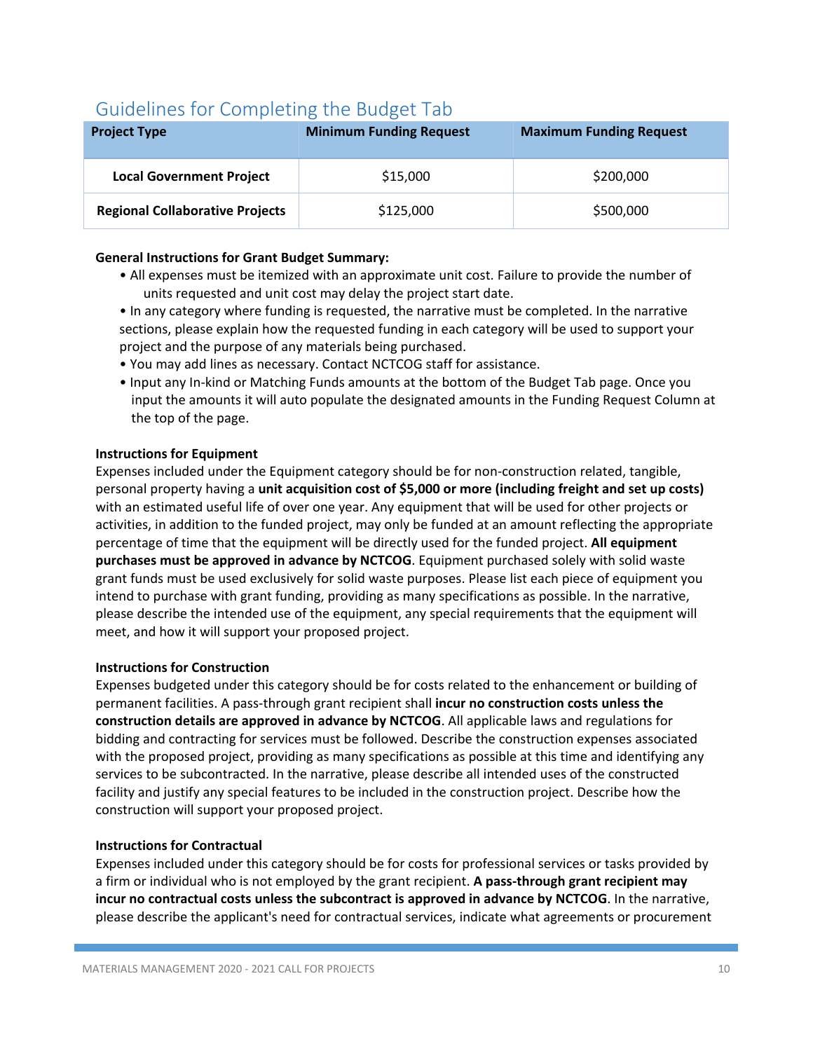## Guidelines for Completing the Budget Tab

| Project Type | Minimum Funding Request | Maximum Funding Request |
|---|---|---|
| **Local Government Project** | $15,000 | $200,000 |
| **Regional Collaborative Projects** | $125,000 | $500,000 |

**General Instructions for Grant Budget Summary:**

- All expenses must be itemized with an approximate unit cost. Failure to provide the number of units requested and unit cost may delay the project start date.
- In any category where funding is requested, the narrative must be completed. In the narrative sections, please explain how the requested funding in each category will be used to support your project and the purpose of any materials being purchased.
- You may add lines as necessary. Contact NCTCOG staff for assistance.
- Input any In-kind or Matching Funds amounts at the bottom of the Budget Tab page. Once you input the amounts it will auto populate the designated amounts in the Funding Request Column at the top of the page.

**Instructions for Equipment**

Expenses included under the Equipment category should be for non-construction related, tangible, personal property having a **unit acquisition cost of $5,000 or more (including freight and set up costs)** with an estimated useful life of over one year. Any equipment that will be used for other projects or activities, in addition to the funded project, may only be funded at an amount reflecting the appropriate percentage of time that the equipment will be directly used for the funded project. **All equipment purchases must be approved in advance by NCTCOG**. Equipment purchased solely with solid waste grant funds must be used exclusively for solid waste purposes. Please list each piece of equipment you intend to purchase with grant funding, providing as many specifications as possible. In the narrative, please describe the intended use of the equipment, any special requirements that the equipment will meet, and how it will support your proposed project.

**Instructions for Construction**

Expenses budgeted under this category should be for costs related to the enhancement or building of permanent facilities. A pass-through grant recipient shall **incur no construction costs unless the construction details are approved in advance by NCTCOG**. All applicable laws and regulations for bidding and contracting for services must be followed. Describe the construction expenses associated with the proposed project, providing as many specifications as possible at this time and identifying any services to be subcontracted. In the narrative, please describe all intended uses of the constructed facility and justify any special features to be included in the construction project. Describe how the construction will support your proposed project.

**Instructions for Contractual**

Expenses included under this category should be for costs for professional services or tasks provided by a firm or individual who is not employed by the grant recipient. **A pass-through grant recipient may incur no contractual costs unless the subcontract is approved in advance by NCTCOG**. In the narrative, please describe the applicant's need for contractual services, indicate what agreements or procurement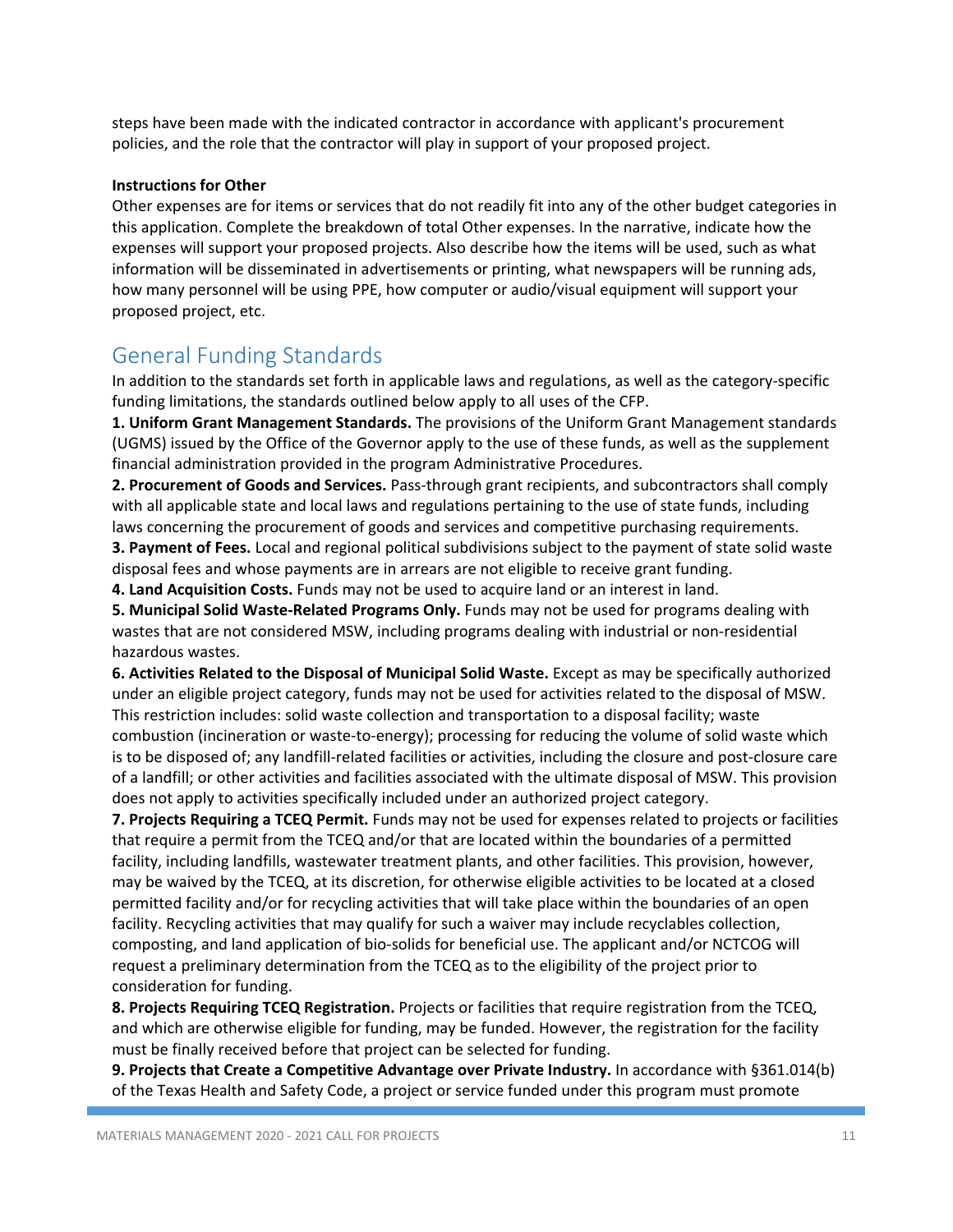steps have been made with the indicated contractor in accordance with applicant's procurement policies, and the role that the contractor will play in support of your proposed project.

**Instructions for Other**

Other expenses are for items or services that do not readily fit into any of the other budget categories in this application. Complete the breakdown of total Other expenses. In the narrative, indicate how the expenses will support your proposed projects. Also describe how the items will be used, such as what information will be disseminated in advertisements or printing, what newspapers will be running ads, how many personnel will be using PPE, how computer or audio/visual equipment will support your proposed project, etc.

## General Funding Standards

In addition to the standards set forth in applicable laws and regulations, as well as the category-specific funding limitations, the standards outlined below apply to all uses of the CFP.

**1. Uniform Grant Management Standards.** The provisions of the Uniform Grant Management standards (UGMS) issued by the Office of the Governor apply to the use of these funds, as well as the supplement financial administration provided in the program Administrative Procedures.

**2. Procurement of Goods and Services.** Pass-through grant recipients, and subcontractors shall comply with all applicable state and local laws and regulations pertaining to the use of state funds, including laws concerning the procurement of goods and services and competitive purchasing requirements.

**3. Payment of Fees.** Local and regional political subdivisions subject to the payment of state solid waste disposal fees and whose payments are in arrears are not eligible to receive grant funding.

**4. Land Acquisition Costs.** Funds may not be used to acquire land or an interest in land.

**5. Municipal Solid Waste-Related Programs Only.** Funds may not be used for programs dealing with wastes that are not considered MSW, including programs dealing with industrial or non-residential hazardous wastes.

**6. Activities Related to the Disposal of Municipal Solid Waste.** Except as may be specifically authorized under an eligible project category, funds may not be used for activities related to the disposal of MSW. This restriction includes: solid waste collection and transportation to a disposal facility; waste combustion (incineration or waste-to-energy); processing for reducing the volume of solid waste which is to be disposed of; any landfill-related facilities or activities, including the closure and post-closure care of a landfill; or other activities and facilities associated with the ultimate disposal of MSW. This provision does not apply to activities specifically included under an authorized project category.

**7. Projects Requiring a TCEQ Permit.** Funds may not be used for expenses related to projects or facilities that require a permit from the TCEQ and/or that are located within the boundaries of a permitted facility, including landfills, wastewater treatment plants, and other facilities. This provision, however, may be waived by the TCEQ, at its discretion, for otherwise eligible activities to be located at a closed permitted facility and/or for recycling activities that will take place within the boundaries of an open facility. Recycling activities that may qualify for such a waiver may include recyclables collection, composting, and land application of bio-solids for beneficial use. The applicant and/or NCTCOG will request a preliminary determination from the TCEQ as to the eligibility of the project prior to consideration for funding.

**8. Projects Requiring TCEQ Registration.** Projects or facilities that require registration from the TCEQ, and which are otherwise eligible for funding, may be funded. However, the registration for the facility must be finally received before that project can be selected for funding.

**9. Projects that Create a Competitive Advantage over Private Industry.** In accordance with §361.014(b) of the Texas Health and Safety Code, a project or service funded under this program must promote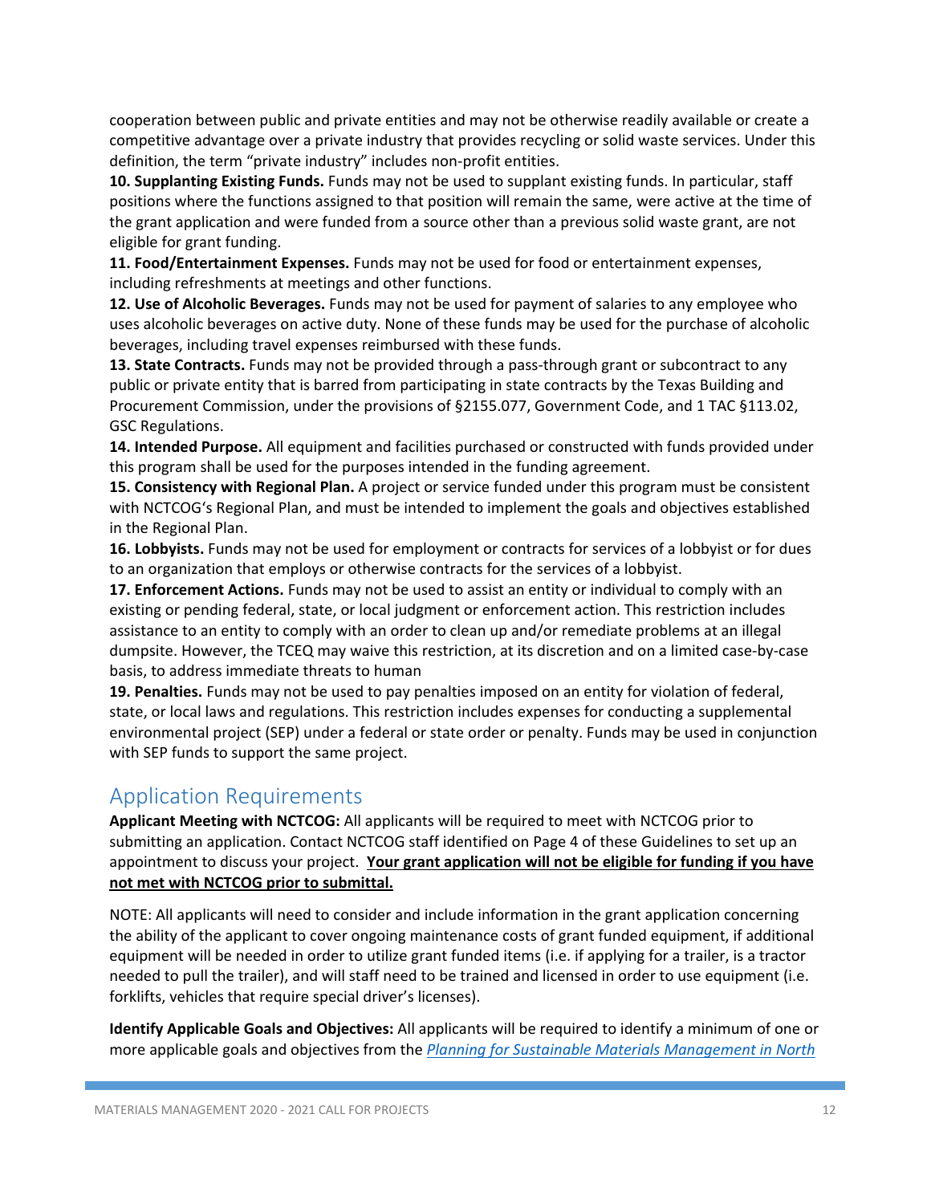cooperation between public and private entities and may not be otherwise readily available or create a competitive advantage over a private industry that provides recycling or solid waste services. Under this definition, the term "private industry" includes non-profit entities.

**10. Supplanting Existing Funds.** Funds may not be used to supplant existing funds. In particular, staff positions where the functions assigned to that position will remain the same, were active at the time of the grant application and were funded from a source other than a previous solid waste grant, are not eligible for grant funding.

**11. Food/Entertainment Expenses.** Funds may not be used for food or entertainment expenses, including refreshments at meetings and other functions.

**12. Use of Alcoholic Beverages.** Funds may not be used for payment of salaries to any employee who uses alcoholic beverages on active duty. None of these funds may be used for the purchase of alcoholic beverages, including travel expenses reimbursed with these funds.

**13. State Contracts.** Funds may not be provided through a pass-through grant or subcontract to any public or private entity that is barred from participating in state contracts by the Texas Building and Procurement Commission, under the provisions of §2155.077, Government Code, and 1 TAC §113.02, GSC Regulations.

**14. Intended Purpose.** All equipment and facilities purchased or constructed with funds provided under this program shall be used for the purposes intended in the funding agreement.

**15. Consistency with Regional Plan.** A project or service funded under this program must be consistent with NCTCOG's Regional Plan, and must be intended to implement the goals and objectives established in the Regional Plan.

**16. Lobbyists.** Funds may not be used for employment or contracts for services of a lobbyist or for dues to an organization that employs or otherwise contracts for the services of a lobbyist.

**17. Enforcement Actions.** Funds may not be used to assist an entity or individual to comply with an existing or pending federal, state, or local judgment or enforcement action. This restriction includes assistance to an entity to comply with an order to clean up and/or remediate problems at an illegal dumpsite. However, the TCEQ may waive this restriction, at its discretion and on a limited case-by-case basis, to address immediate threats to human

**19. Penalties.** Funds may not be used to pay penalties imposed on an entity for violation of federal, state, or local laws and regulations. This restriction includes expenses for conducting a supplemental environmental project (SEP) under a federal or state order or penalty. Funds may be used in conjunction with SEP funds to support the same project.

## Application Requirements

**Applicant Meeting with NCTCOG:** All applicants will be required to meet with NCTCOG prior to submitting an application. Contact NCTCOG staff identified on Page 4 of these Guidelines to set up an appointment to discuss your project. **Your grant application will not be eligible for funding if you have not met with NCTCOG prior to submittal.**

NOTE: All applicants will need to consider and include information in the grant application concerning the ability of the applicant to cover ongoing maintenance costs of grant funded equipment, if additional equipment will be needed in order to utilize grant funded items (i.e. if applying for a trailer, is a tractor needed to pull the trailer), and will staff need to be trained and licensed in order to use equipment (i.e. forklifts, vehicles that require special driver's licenses).

**Identify Applicable Goals and Objectives:** All applicants will be required to identify a minimum of one or more applicable goals and objectives from the *Planning for Sustainable Materials Management in North*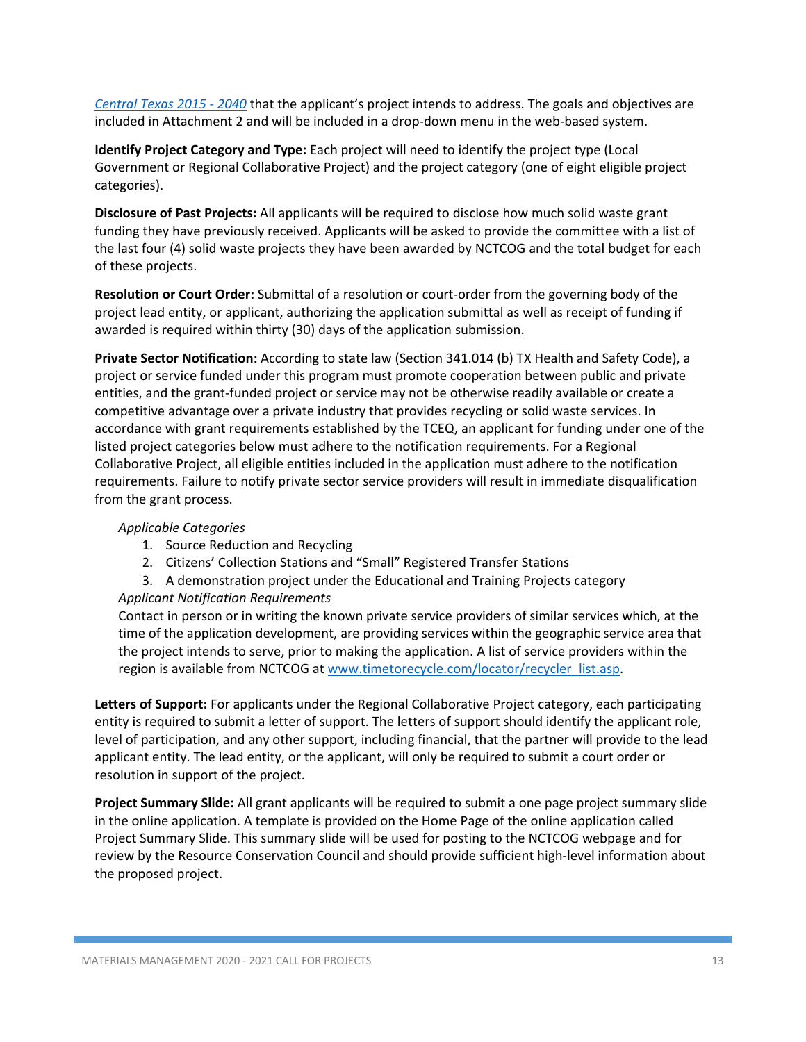*Central Texas 2015 - 2040* that the applicant's project intends to address. The goals and objectives are included in Attachment 2 and will be included in a drop-down menu in the web-based system.

**Identify Project Category and Type:** Each project will need to identify the project type (Local Government or Regional Collaborative Project) and the project category (one of eight eligible project categories).

**Disclosure of Past Projects:** All applicants will be required to disclose how much solid waste grant funding they have previously received. Applicants will be asked to provide the committee with a list of the last four (4) solid waste projects they have been awarded by NCTCOG and the total budget for each of these projects.

**Resolution or Court Order:** Submittal of a resolution or court-order from the governing body of the project lead entity, or applicant, authorizing the application submittal as well as receipt of funding if awarded is required within thirty (30) days of the application submission.

**Private Sector Notification:** According to state law (Section 341.014 (b) TX Health and Safety Code), a project or service funded under this program must promote cooperation between public and private entities, and the grant-funded project or service may not be otherwise readily available or create a competitive advantage over a private industry that provides recycling or solid waste services. In accordance with grant requirements established by the TCEQ, an applicant for funding under one of the listed project categories below must adhere to the notification requirements. For a Regional Collaborative Project, all eligible entities included in the application must adhere to the notification requirements. Failure to notify private sector service providers will result in immediate disqualification from the grant process.

*Applicable Categories*

1. Source Reduction and Recycling
2. Citizens' Collection Stations and "Small" Registered Transfer Stations
3. A demonstration project under the Educational and Training Projects category

*Applicant Notification Requirements*

Contact in person or in writing the known private service providers of similar services which, at the time of the application development, are providing services within the geographic service area that the project intends to serve, prior to making the application. A list of service providers within the region is available from NCTCOG at www.timetorecycle.com/locator/recycler_list.asp.

**Letters of Support:** For applicants under the Regional Collaborative Project category, each participating entity is required to submit a letter of support. The letters of support should identify the applicant role, level of participation, and any other support, including financial, that the partner will provide to the lead applicant entity. The lead entity, or the applicant, will only be required to submit a court order or resolution in support of the project.

**Project Summary Slide:** All grant applicants will be required to submit a one page project summary slide in the online application. A template is provided on the Home Page of the online application called Project Summary Slide. This summary slide will be used for posting to the NCTCOG webpage and for review by the Resource Conservation Council and should provide sufficient high-level information about the proposed project.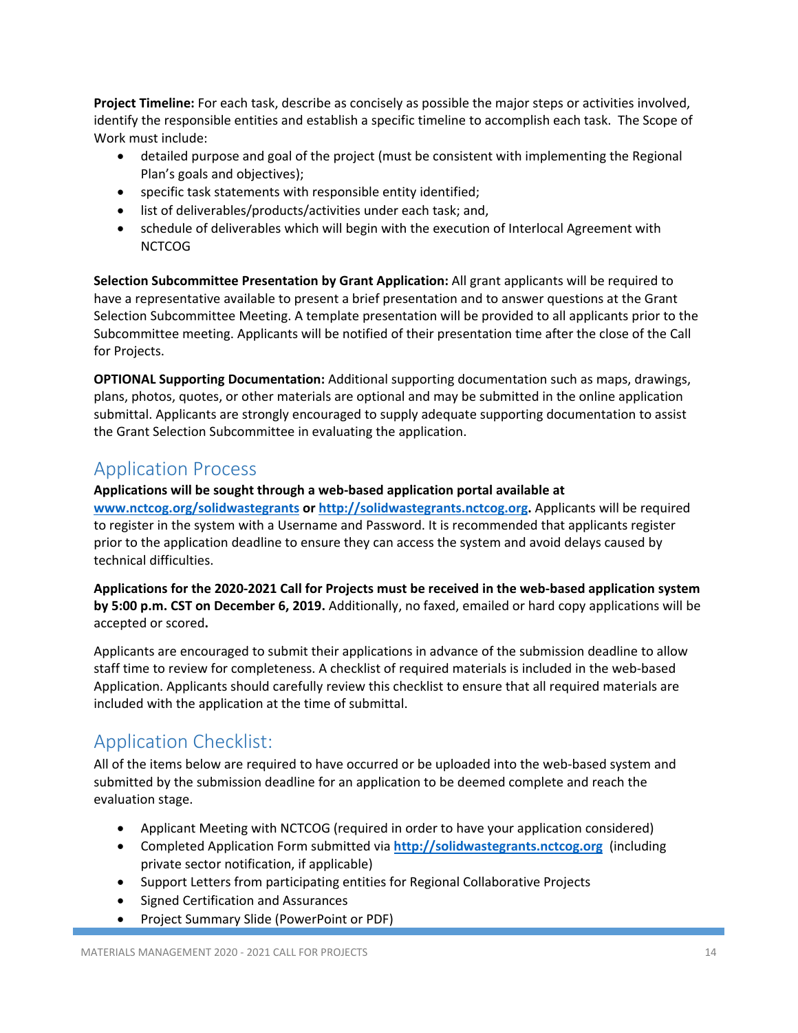**Project Timeline:** For each task, describe as concisely as possible the major steps or activities involved, identify the responsible entities and establish a specific timeline to accomplish each task. The Scope of Work must include:

- detailed purpose and goal of the project (must be consistent with implementing the Regional Plan's goals and objectives);
- specific task statements with responsible entity identified;
- list of deliverables/products/activities under each task; and,
- schedule of deliverables which will begin with the execution of Interlocal Agreement with NCTCOG

**Selection Subcommittee Presentation by Grant Application:** All grant applicants will be required to have a representative available to present a brief presentation and to answer questions at the Grant Selection Subcommittee Meeting. A template presentation will be provided to all applicants prior to the Subcommittee meeting. Applicants will be notified of their presentation time after the close of the Call for Projects.

**OPTIONAL Supporting Documentation:** Additional supporting documentation such as maps, drawings, plans, photos, quotes, or other materials are optional and may be submitted in the online application submittal. Applicants are strongly encouraged to supply adequate supporting documentation to assist the Grant Selection Subcommittee in evaluating the application.

## Application Process

**Applications will be sought through a web-based application portal available at [www.nctcog.org/solidwastegrants](http://www.nctcog.org/solidwastegrants) or [http://solidwastegrants.nctcog.org](http://solidwastegrants.nctcog.org).** Applicants will be required to register in the system with a Username and Password. It is recommended that applicants register prior to the application deadline to ensure they can access the system and avoid delays caused by technical difficulties.

**Applications for the 2020-2021 Call for Projects must be received in the web-based application system by 5:00 p.m. CST on December 6, 2019.** Additionally, no faxed, emailed or hard copy applications will be accepted or scored**.**

Applicants are encouraged to submit their applications in advance of the submission deadline to allow staff time to review for completeness. A checklist of required materials is included in the web-based Application. Applicants should carefully review this checklist to ensure that all required materials are included with the application at the time of submittal.

## Application Checklist:

All of the items below are required to have occurred or be uploaded into the web-based system and submitted by the submission deadline for an application to be deemed complete and reach the evaluation stage.

- Applicant Meeting with NCTCOG (required in order to have your application considered)
- Completed Application Form submitted via [http://solidwastegrants.nctcog.org](http://solidwastegrants.nctcog.org) (including private sector notification, if applicable)
- Support Letters from participating entities for Regional Collaborative Projects
- Signed Certification and Assurances
- Project Summary Slide (PowerPoint or PDF)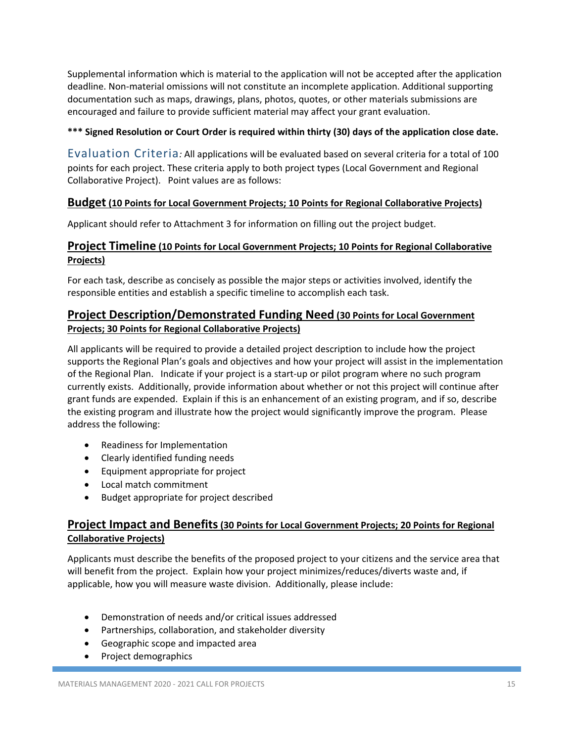Supplemental information which is material to the application will not be accepted after the application deadline. Non-material omissions will not constitute an incomplete application. Additional supporting documentation such as maps, drawings, plans, photos, quotes, or other materials submissions are encouraged and failure to provide sufficient material may affect your grant evaluation.

**\*\*\* Signed Resolution or Court Order is required within thirty (30) days of the application close date.**

## Evaluation Criteria*:* 

All applications will be evaluated based on several criteria for a total of 100 points for each project. These criteria apply to both project types (Local Government and Regional Collaborative Project). Point values are as follows:

### Budget (10 Points for Local Government Projects; 10 Points for Regional Collaborative Projects)

Applicant should refer to Attachment 3 for information on filling out the project budget.

### Project Timeline (10 Points for Local Government Projects; 10 Points for Regional Collaborative Projects)

For each task, describe as concisely as possible the major steps or activities involved, identify the responsible entities and establish a specific timeline to accomplish each task.

### Project Description/Demonstrated Funding Need (30 Points for Local Government Projects; 30 Points for Regional Collaborative Projects)

All applicants will be required to provide a detailed project description to include how the project supports the Regional Plan's goals and objectives and how your project will assist in the implementation of the Regional Plan. Indicate if your project is a start-up or pilot program where no such program currently exists. Additionally, provide information about whether or not this project will continue after grant funds are expended. Explain if this is an enhancement of an existing program, and if so, describe the existing program and illustrate how the project would significantly improve the program. Please address the following:

- Readiness for Implementation
- Clearly identified funding needs
- Equipment appropriate for project
- Local match commitment
- Budget appropriate for project described

### Project Impact and Benefits (30 Points for Local Government Projects; 20 Points for Regional Collaborative Projects)

Applicants must describe the benefits of the proposed project to your citizens and the service area that will benefit from the project. Explain how your project minimizes/reduces/diverts waste and, if applicable, how you will measure waste division. Additionally, please include:

- Demonstration of needs and/or critical issues addressed
- Partnerships, collaboration, and stakeholder diversity
- Geographic scope and impacted area
- Project demographics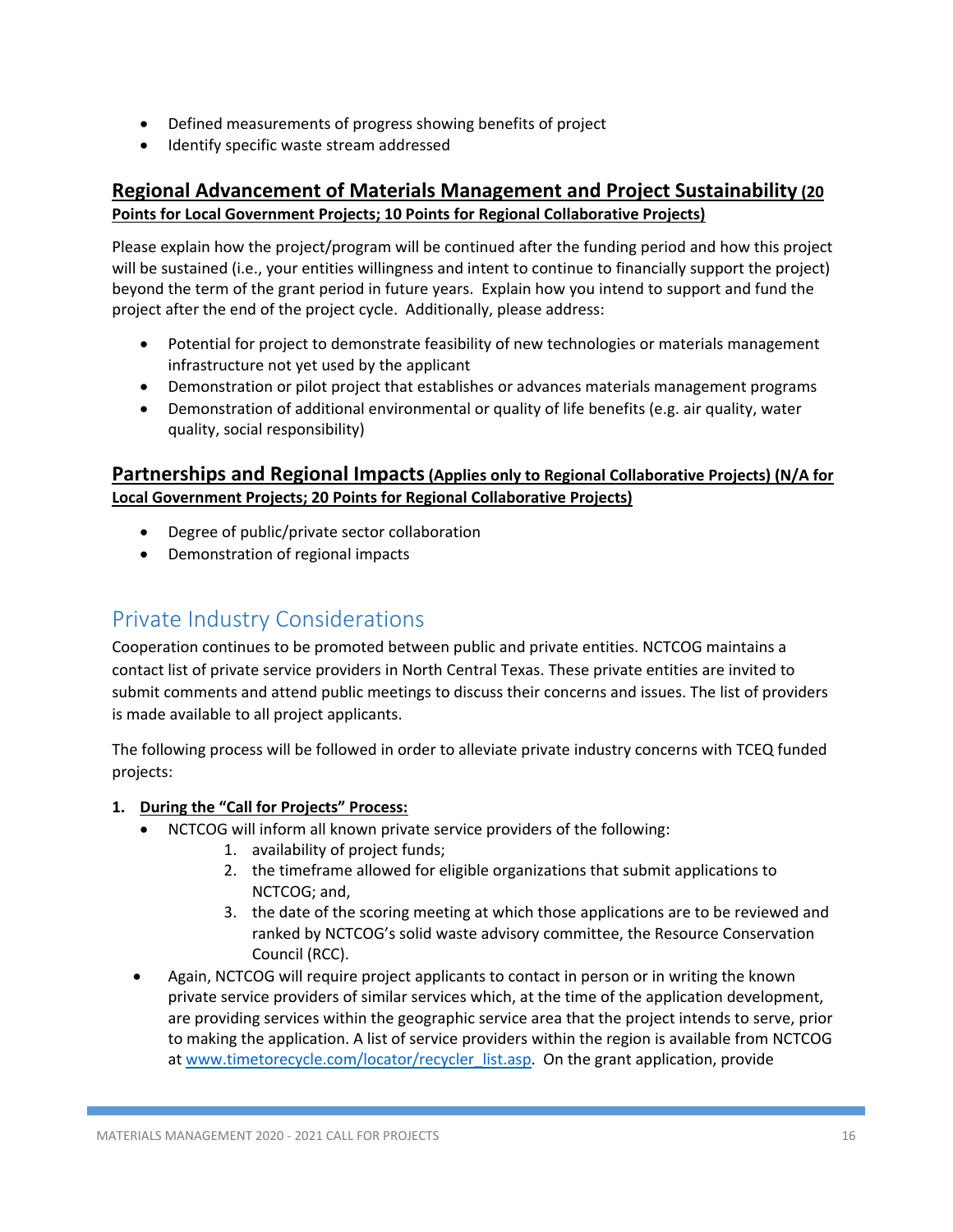- Defined measurements of progress showing benefits of project
- Identify specific waste stream addressed

## Regional Advancement of Materials Management and Project Sustainability (20 Points for Local Government Projects; 10 Points for Regional Collaborative Projects)

Please explain how the project/program will be continued after the funding period and how this project will be sustained (i.e., your entities willingness and intent to continue to financially support the project) beyond the term of the grant period in future years. Explain how you intend to support and fund the project after the end of the project cycle. Additionally, please address:

- Potential for project to demonstrate feasibility of new technologies or materials management infrastructure not yet used by the applicant
- Demonstration or pilot project that establishes or advances materials management programs
- Demonstration of additional environmental or quality of life benefits (e.g. air quality, water quality, social responsibility)

## Partnerships and Regional Impacts (Applies only to Regional Collaborative Projects) (N/A for Local Government Projects; 20 Points for Regional Collaborative Projects)

- Degree of public/private sector collaboration
- Demonstration of regional impacts

# Private Industry Considerations

Cooperation continues to be promoted between public and private entities. NCTCOG maintains a contact list of private service providers in North Central Texas. These private entities are invited to submit comments and attend public meetings to discuss their concerns and issues. The list of providers is made available to all project applicants.

The following process will be followed in order to alleviate private industry concerns with TCEQ funded projects:

1. **During the "Call for Projects" Process:**
   - NCTCOG will inform all known private service providers of the following:
     1. availability of project funds;
     2. the timeframe allowed for eligible organizations that submit applications to NCTCOG; and,
     3. the date of the scoring meeting at which those applications are to be reviewed and ranked by NCTCOG's solid waste advisory committee, the Resource Conservation Council (RCC).
   - Again, NCTCOG will require project applicants to contact in person or in writing the known private service providers of similar services which, at the time of the application development, are providing services within the geographic service area that the project intends to serve, prior to making the application. A list of service providers within the region is available from NCTCOG at www.timetorecycle.com/locator/recycler_list.asp. On the grant application, provide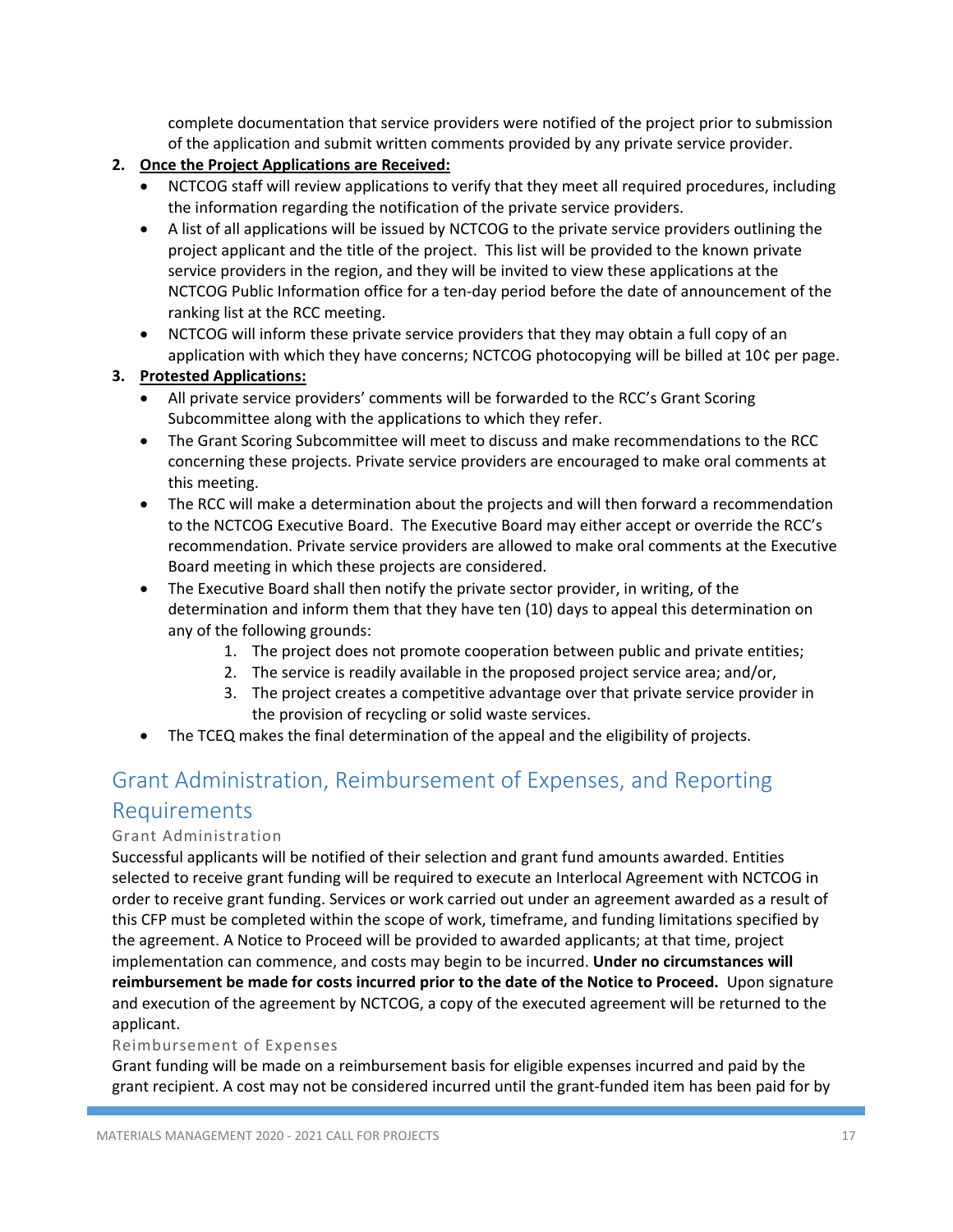complete documentation that service providers were notified of the project prior to submission of the application and submit written comments provided by any private service provider.

2. **Once the Project Applications are Received:**
   - NCTCOG staff will review applications to verify that they meet all required procedures, including the information regarding the notification of the private service providers.
   - A list of all applications will be issued by NCTCOG to the private service providers outlining the project applicant and the title of the project. This list will be provided to the known private service providers in the region, and they will be invited to view these applications at the NCTCOG Public Information office for a ten-day period before the date of announcement of the ranking list at the RCC meeting.
   - NCTCOG will inform these private service providers that they may obtain a full copy of an application with which they have concerns; NCTCOG photocopying will be billed at 10¢ per page.
3. **Protested Applications:**
   - All private service providers' comments will be forwarded to the RCC's Grant Scoring Subcommittee along with the applications to which they refer.
   - The Grant Scoring Subcommittee will meet to discuss and make recommendations to the RCC concerning these projects. Private service providers are encouraged to make oral comments at this meeting.
   - The RCC will make a determination about the projects and will then forward a recommendation to the NCTCOG Executive Board. The Executive Board may either accept or override the RCC's recommendation. Private service providers are allowed to make oral comments at the Executive Board meeting in which these projects are considered.
   - The Executive Board shall then notify the private sector provider, in writing, of the determination and inform them that they have ten (10) days to appeal this determination on any of the following grounds:
     1. The project does not promote cooperation between public and private entities;
     2. The service is readily available in the proposed project service area; and/or,
     3. The project creates a competitive advantage over that private service provider in the provision of recycling or solid waste services.
   - The TCEQ makes the final determination of the appeal and the eligibility of projects.

## Grant Administration, Reimbursement of Expenses, and Reporting Requirements

### Grant Administration

Successful applicants will be notified of their selection and grant fund amounts awarded. Entities selected to receive grant funding will be required to execute an Interlocal Agreement with NCTCOG in order to receive grant funding. Services or work carried out under an agreement awarded as a result of this CFP must be completed within the scope of work, timeframe, and funding limitations specified by the agreement. A Notice to Proceed will be provided to awarded applicants; at that time, project implementation can commence, and costs may begin to be incurred. **Under no circumstances will reimbursement be made for costs incurred prior to the date of the Notice to Proceed.** Upon signature and execution of the agreement by NCTCOG, a copy of the executed agreement will be returned to the applicant.

### Reimbursement of Expenses

Grant funding will be made on a reimbursement basis for eligible expenses incurred and paid by the grant recipient. A cost may not be considered incurred until the grant-funded item has been paid for by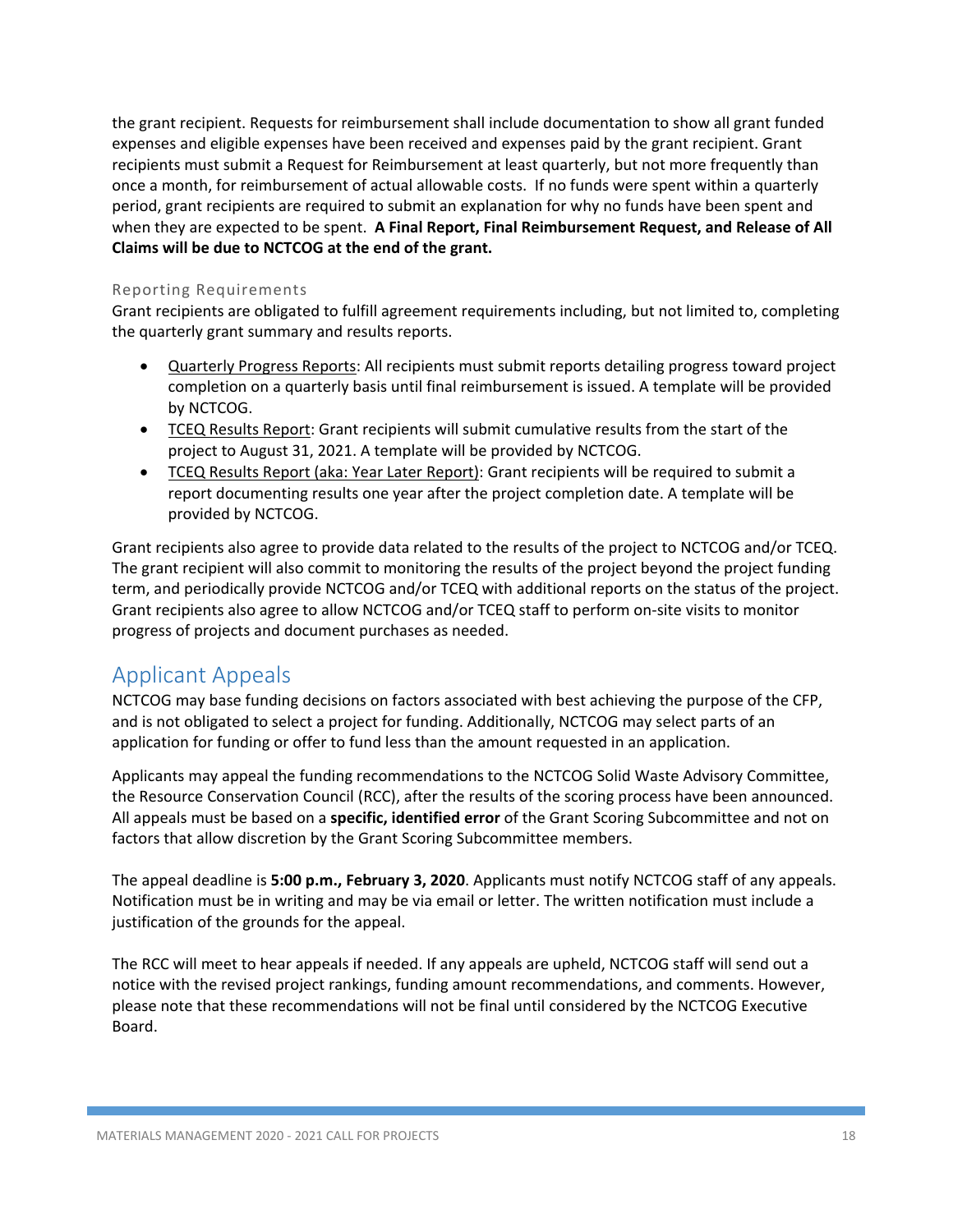the grant recipient. Requests for reimbursement shall include documentation to show all grant funded expenses and eligible expenses have been received and expenses paid by the grant recipient. Grant recipients must submit a Request for Reimbursement at least quarterly, but not more frequently than once a month, for reimbursement of actual allowable costs. If no funds were spent within a quarterly period, grant recipients are required to submit an explanation for why no funds have been spent and when they are expected to be spent. **A Final Report, Final Reimbursement Request, and Release of All Claims will be due to NCTCOG at the end of the grant.**

### Reporting Requirements

Grant recipients are obligated to fulfill agreement requirements including, but not limited to, completing the quarterly grant summary and results reports.

- Quarterly Progress Reports: All recipients must submit reports detailing progress toward project completion on a quarterly basis until final reimbursement is issued. A template will be provided by NCTCOG.
- TCEQ Results Report: Grant recipients will submit cumulative results from the start of the project to August 31, 2021. A template will be provided by NCTCOG.
- TCEQ Results Report (aka: Year Later Report): Grant recipients will be required to submit a report documenting results one year after the project completion date. A template will be provided by NCTCOG.

Grant recipients also agree to provide data related to the results of the project to NCTCOG and/or TCEQ. The grant recipient will also commit to monitoring the results of the project beyond the project funding term, and periodically provide NCTCOG and/or TCEQ with additional reports on the status of the project. Grant recipients also agree to allow NCTCOG and/or TCEQ staff to perform on-site visits to monitor progress of projects and document purchases as needed.

## Applicant Appeals

NCTCOG may base funding decisions on factors associated with best achieving the purpose of the CFP, and is not obligated to select a project for funding. Additionally, NCTCOG may select parts of an application for funding or offer to fund less than the amount requested in an application.

Applicants may appeal the funding recommendations to the NCTCOG Solid Waste Advisory Committee, the Resource Conservation Council (RCC), after the results of the scoring process have been announced. All appeals must be based on a **specific, identified error** of the Grant Scoring Subcommittee and not on factors that allow discretion by the Grant Scoring Subcommittee members.

The appeal deadline is **5:00 p.m., February 3, 2020**. Applicants must notify NCTCOG staff of any appeals. Notification must be in writing and may be via email or letter. The written notification must include a justification of the grounds for the appeal.

The RCC will meet to hear appeals if needed. If any appeals are upheld, NCTCOG staff will send out a notice with the revised project rankings, funding amount recommendations, and comments. However, please note that these recommendations will not be final until considered by the NCTCOG Executive Board.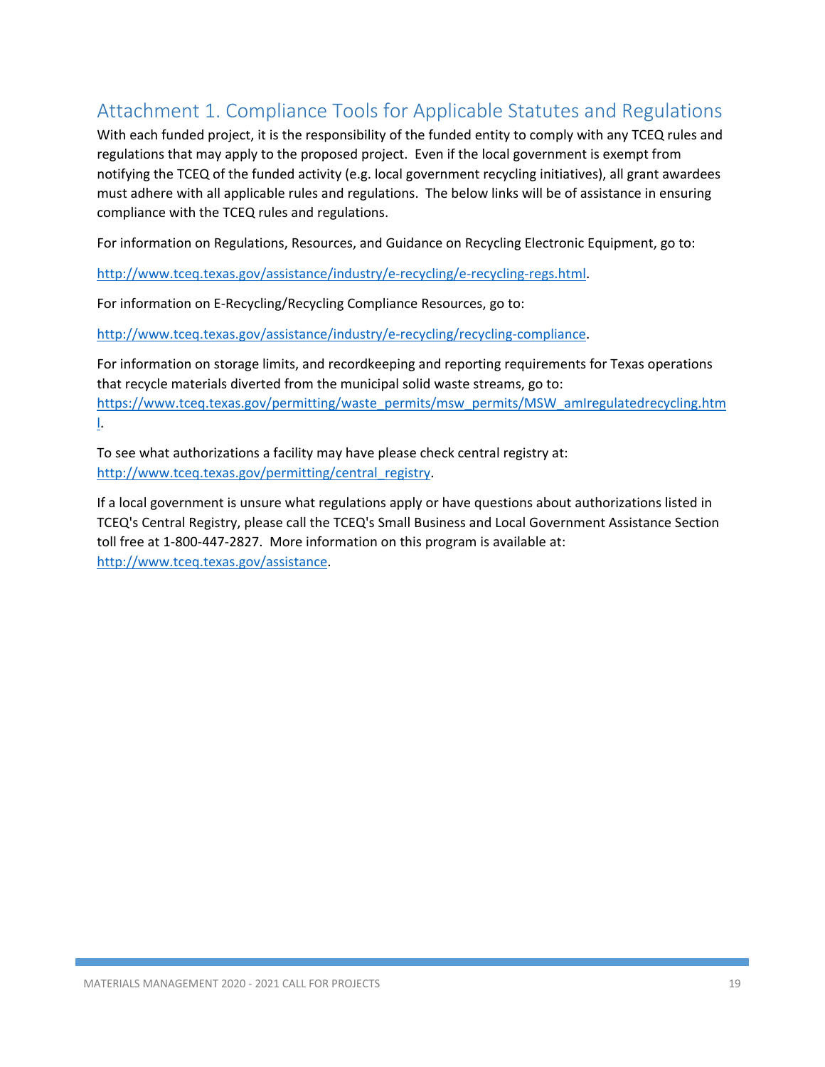## Attachment 1. Compliance Tools for Applicable Statutes and Regulations

With each funded project, it is the responsibility of the funded entity to comply with any TCEQ rules and regulations that may apply to the proposed project. Even if the local government is exempt from notifying the TCEQ of the funded activity (e.g. local government recycling initiatives), all grant awardees must adhere with all applicable rules and regulations. The below links will be of assistance in ensuring compliance with the TCEQ rules and regulations.

For information on Regulations, Resources, and Guidance on Recycling Electronic Equipment, go to:

http://www.tceq.texas.gov/assistance/industry/e-recycling/e-recycling-regs.html.

For information on E-Recycling/Recycling Compliance Resources, go to:

http://www.tceq.texas.gov/assistance/industry/e-recycling/recycling-compliance.

For information on storage limits, and recordkeeping and reporting requirements for Texas operations that recycle materials diverted from the municipal solid waste streams, go to: https://www.tceq.texas.gov/permitting/waste_permits/msw_permits/MSW_amIregulatedrecycling.html.

To see what authorizations a facility may have please check central registry at: http://www.tceq.texas.gov/permitting/central_registry.

If a local government is unsure what regulations apply or have questions about authorizations listed in TCEQ's Central Registry, please call the TCEQ's Small Business and Local Government Assistance Section toll free at 1-800-447-2827. More information on this program is available at: http://www.tceq.texas.gov/assistance.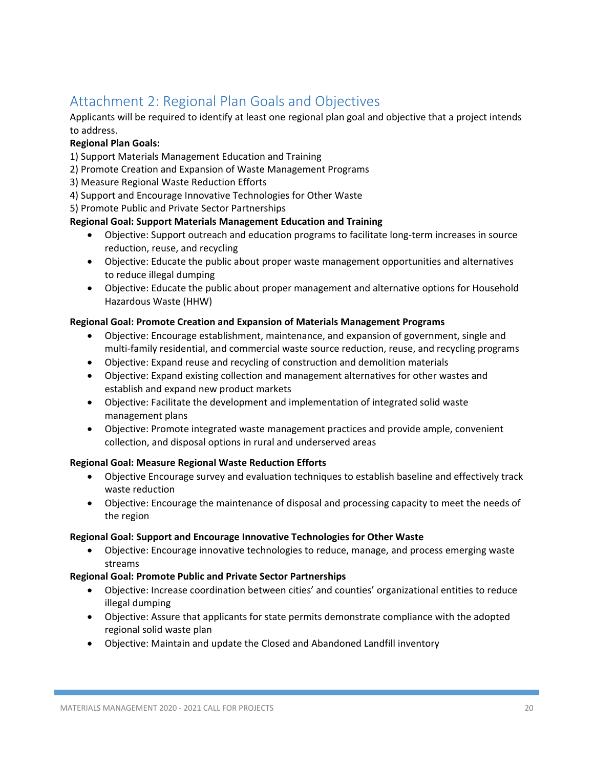## Attachment 2: Regional Plan Goals and Objectives

Applicants will be required to identify at least one regional plan goal and objective that a project intends to address.

**Regional Plan Goals:**

1) Support Materials Management Education and Training
2) Promote Creation and Expansion of Waste Management Programs
3) Measure Regional Waste Reduction Efforts
4) Support and Encourage Innovative Technologies for Other Waste
5) Promote Public and Private Sector Partnerships

**Regional Goal: Support Materials Management Education and Training**

- Objective: Support outreach and education programs to facilitate long-term increases in source reduction, reuse, and recycling
- Objective: Educate the public about proper waste management opportunities and alternatives to reduce illegal dumping
- Objective: Educate the public about proper management and alternative options for Household Hazardous Waste (HHW)

**Regional Goal: Promote Creation and Expansion of Materials Management Programs**

- Objective: Encourage establishment, maintenance, and expansion of government, single and multi-family residential, and commercial waste source reduction, reuse, and recycling programs
- Objective: Expand reuse and recycling of construction and demolition materials
- Objective: Expand existing collection and management alternatives for other wastes and establish and expand new product markets
- Objective: Facilitate the development and implementation of integrated solid waste management plans
- Objective: Promote integrated waste management practices and provide ample, convenient collection, and disposal options in rural and underserved areas

**Regional Goal: Measure Regional Waste Reduction Efforts**

- Objective Encourage survey and evaluation techniques to establish baseline and effectively track waste reduction
- Objective: Encourage the maintenance of disposal and processing capacity to meet the needs of the region

**Regional Goal: Support and Encourage Innovative Technologies for Other Waste**

- Objective: Encourage innovative technologies to reduce, manage, and process emerging waste streams

**Regional Goal: Promote Public and Private Sector Partnerships**

- Objective: Increase coordination between cities' and counties' organizational entities to reduce illegal dumping
- Objective: Assure that applicants for state permits demonstrate compliance with the adopted regional solid waste plan
- Objective: Maintain and update the Closed and Abandoned Landfill inventory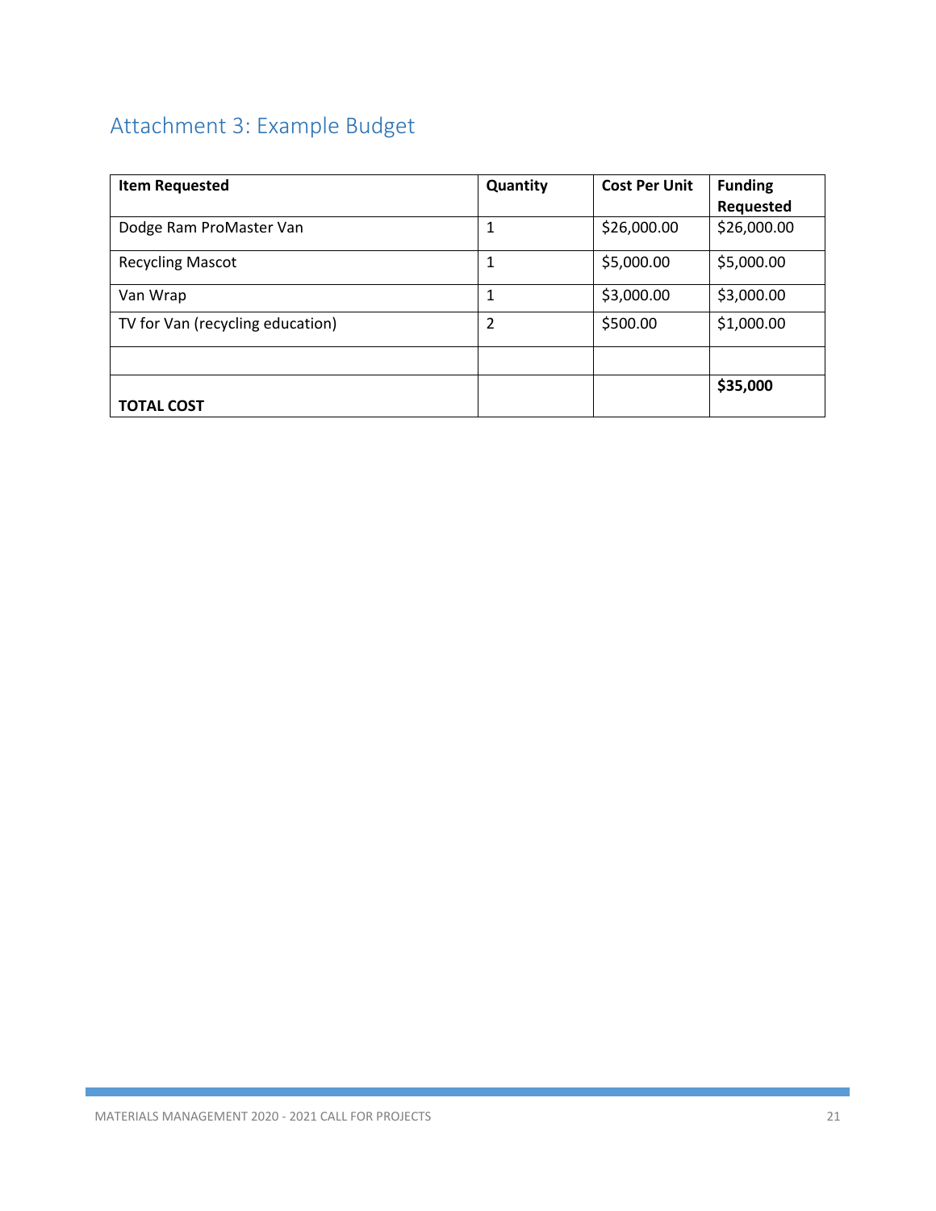## Attachment 3: Example Budget

| **Item Requested** | **Quantity** | **Cost Per Unit** | **Funding Requested** |
|---|---|---|---|
| Dodge Ram ProMaster Van | 1 | $26,000.00 | $26,000.00 |
| Recycling Mascot | 1 | $5,000.00 | $5,000.00 |
| Van Wrap | 1 | $3,000.00 | $3,000.00 |
| TV for Van (recycling education) | 2 | $500.00 | $1,000.00 |
| | | | |
| **TOTAL COST** | | | **$35,000** |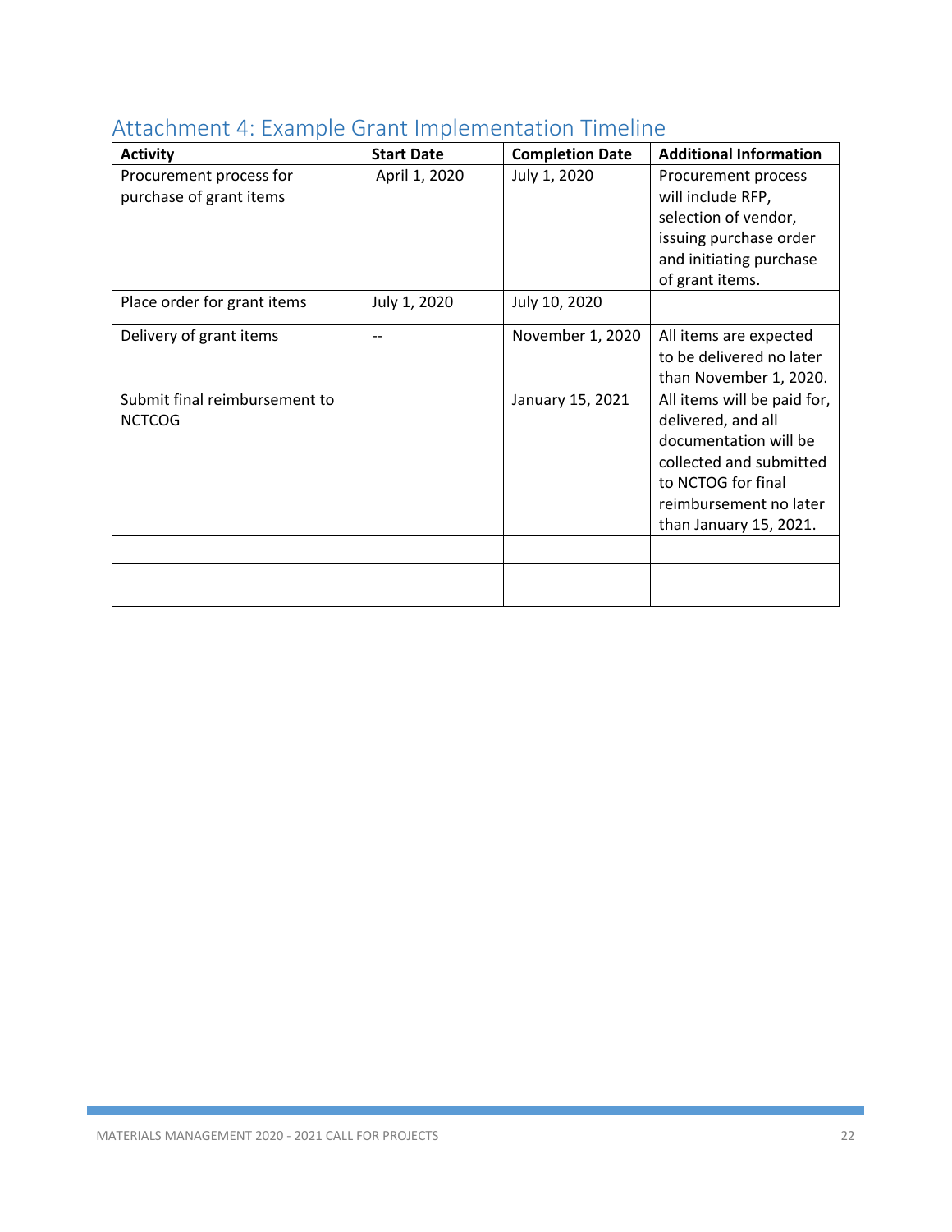## Attachment 4: Example Grant Implementation Timeline

| Activity | Start Date | Completion Date | Additional Information |
|---|---|---|---|
| Procurement process for purchase of grant items | April 1, 2020 | July 1, 2020 | Procurement process will include RFP, selection of vendor, issuing purchase order and initiating purchase of grant items. |
| Place order for grant items | July 1, 2020 | July 10, 2020 | |
| Delivery of grant items | -- | November 1, 2020 | All items are expected to be delivered no later than November 1, 2020. |
| Submit final reimbursement to NCTCOG | | January 15, 2021 | All items will be paid for, delivered, and all documentation will be collected and submitted to NCTOG for final reimbursement no later than January 15, 2021. |
| | | | |
| | | | |